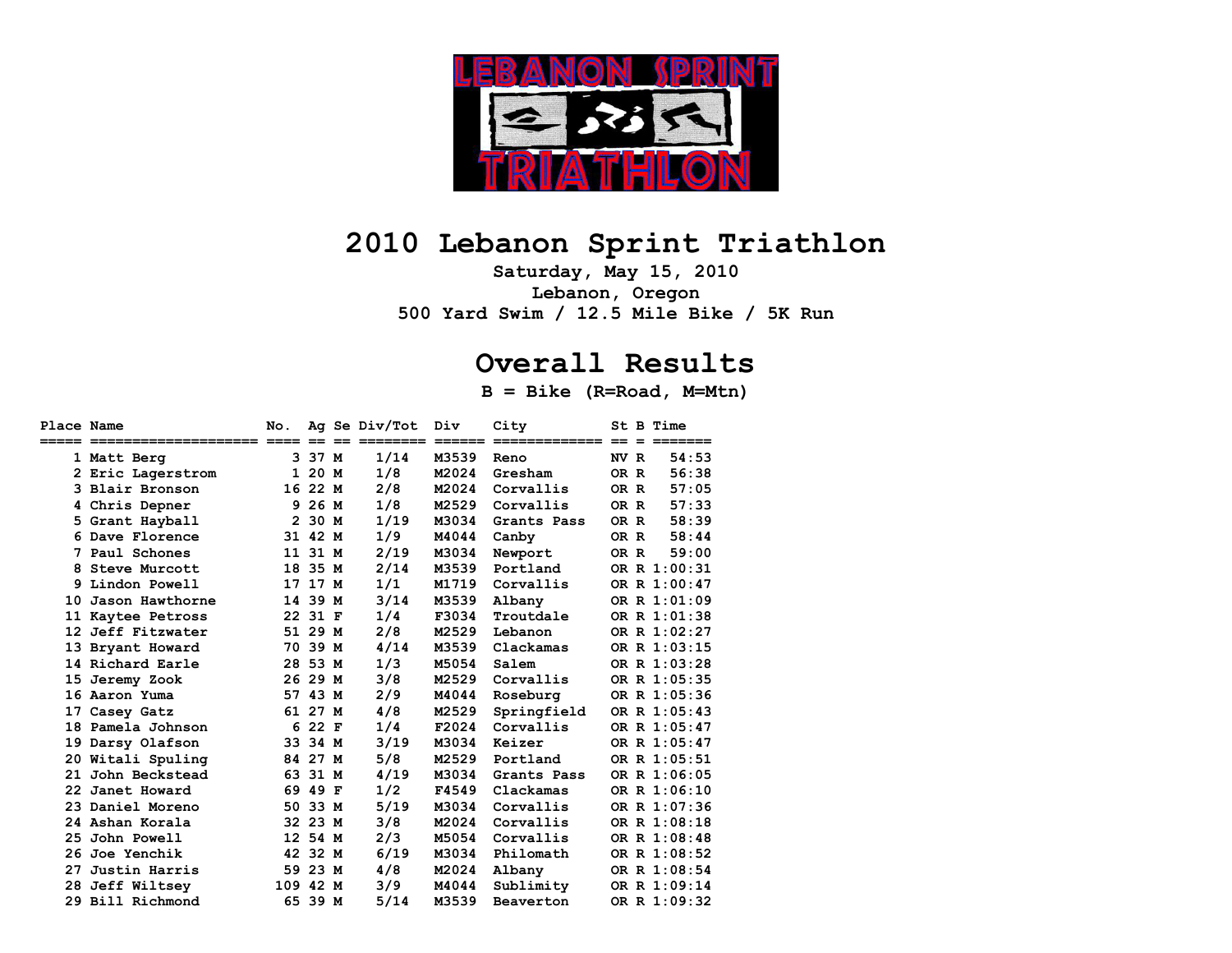# 2010 Lebanon Sprint Triathlon

**Saturday, May 15, 2010**
**Lebanon, Oregon**
**500 Yard Swim / 12.5 Mile Bike / 5K Run**

## Overall Results

**B = Bike (R=Road, M=Mtn)**

| Place | Name | No. | Ag | Se | Div/Tot | Div | City | St | B | Time |
|---|---|---|---|---|---|---|---|---|---|---|
| 1 | Matt Berg | 3 | 37 | M | 1/14 | M3539 | Reno | NV | R | 54:53 |
| 2 | Eric Lagerstrom | 1 | 20 | M | 1/8 | M2024 | Gresham | OR | R | 56:38 |
| 3 | Blair Bronson | 16 | 22 | M | 2/8 | M2024 | Corvallis | OR | R | 57:05 |
| 4 | Chris Depner | 9 | 26 | M | 1/8 | M2529 | Corvallis | OR | R | 57:33 |
| 5 | Grant Hayball | 2 | 30 | M | 1/19 | M3034 | Grants Pass | OR | R | 58:39 |
| 6 | Dave Florence | 31 | 42 | M | 1/9 | M4044 | Canby | OR | R | 58:44 |
| 7 | Paul Schones | 11 | 31 | M | 2/19 | M3034 | Newport | OR | R | 59:00 |
| 8 | Steve Murcott | 18 | 35 | M | 2/14 | M3539 | Portland | OR | R | 1:00:31 |
| 9 | Lindon Powell | 17 | 17 | M | 1/1 | M1719 | Corvallis | OR | R | 1:00:47 |
| 10 | Jason Hawthorne | 14 | 39 | M | 3/14 | M3539 | Albany | OR | R | 1:01:09 |
| 11 | Kaytee Petross | 22 | 31 | F | 1/4 | F3034 | Troutdale | OR | R | 1:01:38 |
| 12 | Jeff Fitzwater | 51 | 29 | M | 2/8 | M2529 | Lebanon | OR | R | 1:02:27 |
| 13 | Bryant Howard | 70 | 39 | M | 4/14 | M3539 | Clackamas | OR | R | 1:03:15 |
| 14 | Richard Earle | 28 | 53 | M | 1/3 | M5054 | Salem | OR | R | 1:03:28 |
| 15 | Jeremy Zook | 26 | 29 | M | 3/8 | M2529 | Corvallis | OR | R | 1:05:35 |
| 16 | Aaron Yuma | 57 | 43 | M | 2/9 | M4044 | Roseburg | OR | R | 1:05:36 |
| 17 | Casey Gatz | 61 | 27 | M | 4/8 | M2529 | Springfield | OR | R | 1:05:43 |
| 18 | Pamela Johnson | 6 | 22 | F | 1/4 | F2024 | Corvallis | OR | R | 1:05:47 |
| 19 | Darsy Olafson | 33 | 34 | M | 3/19 | M3034 | Keizer | OR | R | 1:05:47 |
| 20 | Witali Spuling | 84 | 27 | M | 5/8 | M2529 | Portland | OR | R | 1:05:51 |
| 21 | John Beckstead | 63 | 31 | M | 4/19 | M3034 | Grants Pass | OR | R | 1:06:05 |
| 22 | Janet Howard | 69 | 49 | F | 1/2 | F4549 | Clackamas | OR | R | 1:06:10 |
| 23 | Daniel Moreno | 50 | 33 | M | 5/19 | M3034 | Corvallis | OR | R | 1:07:36 |
| 24 | Ashan Korala | 32 | 23 | M | 3/8 | M2024 | Corvallis | OR | R | 1:08:18 |
| 25 | John Powell | 12 | 54 | M | 2/3 | M5054 | Corvallis | OR | R | 1:08:48 |
| 26 | Joe Yenchik | 42 | 32 | M | 6/19 | M3034 | Philomath | OR | R | 1:08:52 |
| 27 | Justin Harris | 59 | 23 | M | 4/8 | M2024 | Albany | OR | R | 1:08:54 |
| 28 | Jeff Wiltsey | 109 | 42 | M | 3/9 | M4044 | Sublimity | OR | R | 1:09:14 |
| 29 | Bill Richmond | 65 | 39 | M | 5/14 | M3539 | Beaverton | OR | R | 1:09:32 |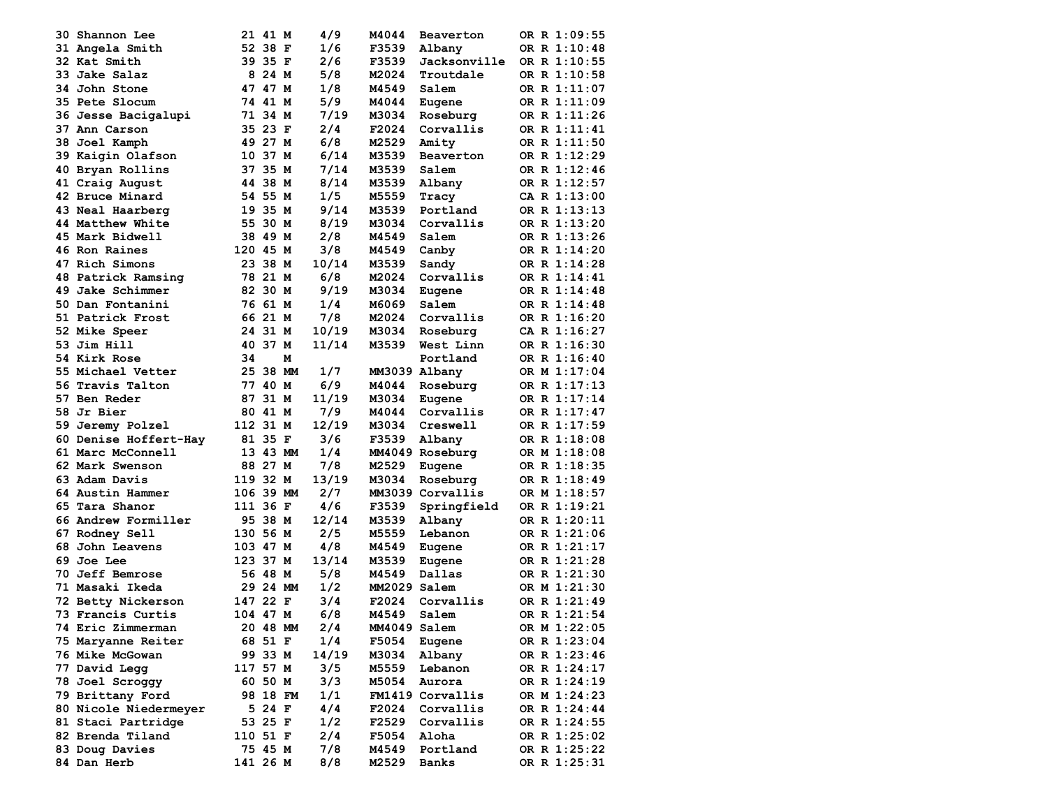| | | | | | | | | | | |
|---|---|---|---|---|---|---|---|---|---|---|
| 30 | Shannon Lee | 21 | 41 | M | 4/9 | M4044 | Beaverton | OR | R | 1:09:55 |
| 31 | Angela Smith | 52 | 38 | F | 1/6 | F3539 | Albany | OR | R | 1:10:48 |
| 32 | Kat Smith | 39 | 35 | F | 2/6 | F3539 | Jacksonville | OR | R | 1:10:55 |
| 33 | Jake Salaz | 8 | 24 | M | 5/8 | M2024 | Troutdale | OR | R | 1:10:58 |
| 34 | John Stone | 47 | 47 | M | 1/8 | M4549 | Salem | OR | R | 1:11:07 |
| 35 | Pete Slocum | 74 | 41 | M | 5/9 | M4044 | Eugene | OR | R | 1:11:09 |
| 36 | Jesse Bacigalupi | 71 | 34 | M | 7/19 | M3034 | Roseburg | OR | R | 1:11:26 |
| 37 | Ann Carson | 35 | 23 | F | 2/4 | F2024 | Corvallis | OR | R | 1:11:41 |
| 38 | Joel Kamph | 49 | 27 | M | 6/8 | M2529 | Amity | OR | R | 1:11:50 |
| 39 | Kaigin Olafson | 10 | 37 | M | 6/14 | M3539 | Beaverton | OR | R | 1:12:29 |
| 40 | Bryan Rollins | 37 | 35 | M | 7/14 | M3539 | Salem | OR | R | 1:12:46 |
| 41 | Craig August | 44 | 38 | M | 8/14 | M3539 | Albany | OR | R | 1:12:57 |
| 42 | Bruce Minard | 54 | 55 | M | 1/5 | M5559 | Tracy | CA | R | 1:13:00 |
| 43 | Neal Haarberg | 19 | 35 | M | 9/14 | M3539 | Portland | OR | R | 1:13:13 |
| 44 | Matthew White | 55 | 30 | M | 8/19 | M3034 | Corvallis | OR | R | 1:13:20 |
| 45 | Mark Bidwell | 38 | 49 | M | 2/8 | M4549 | Salem | OR | R | 1:13:26 |
| 46 | Ron Raines | 120 | 45 | M | 3/8 | M4549 | Canby | OR | R | 1:14:20 |
| 47 | Rich Simons | 23 | 38 | M | 10/14 | M3539 | Sandy | OR | R | 1:14:28 |
| 48 | Patrick Ramsing | 78 | 21 | M | 6/8 | M2024 | Corvallis | OR | R | 1:14:41 |
| 49 | Jake Schimmer | 82 | 30 | M | 9/19 | M3034 | Eugene | OR | R | 1:14:48 |
| 50 | Dan Fontanini | 76 | 61 | M | 1/4 | M6069 | Salem | OR | R | 1:14:48 |
| 51 | Patrick Frost | 66 | 21 | M | 7/8 | M2024 | Corvallis | OR | R | 1:16:20 |
| 52 | Mike Speer | 24 | 31 | M | 10/19 | M3034 | Roseburg | CA | R | 1:16:27 |
| 53 | Jim Hill | 40 | 37 | M | 11/14 | M3539 | West Linn | OR | R | 1:16:30 |
| 54 | Kirk Rose | 34 | | M | | | Portland | OR | R | 1:16:40 |
| 55 | Michael Vetter | 25 | 38 | MM | 1/7 | MM3039 | Albany | OR | M | 1:17:04 |
| 56 | Travis Talton | 77 | 40 | M | 6/9 | M4044 | Roseburg | OR | R | 1:17:13 |
| 57 | Ben Reder | 87 | 31 | M | 11/19 | M3034 | Eugene | OR | R | 1:17:14 |
| 58 | Jr Bier | 80 | 41 | M | 7/9 | M4044 | Corvallis | OR | R | 1:17:47 |
| 59 | Jeremy Polzel | 112 | 31 | M | 12/19 | M3034 | Creswell | OR | R | 1:17:59 |
| 60 | Denise Hoffert-Hay | 81 | 35 | F | 3/6 | F3539 | Albany | OR | R | 1:18:08 |
| 61 | Marc McConnell | 13 | 43 | MM | 1/4 | MM4049 | Roseburg | OR | M | 1:18:08 |
| 62 | Mark Swenson | 88 | 27 | M | 7/8 | M2529 | Eugene | OR | R | 1:18:35 |
| 63 | Adam Davis | 119 | 32 | M | 13/19 | M3034 | Roseburg | OR | R | 1:18:49 |
| 64 | Austin Hammer | 106 | 39 | MM | 2/7 | MM3039 | Corvallis | OR | M | 1:18:57 |
| 65 | Tara Shanor | 111 | 36 | F | 4/6 | F3539 | Springfield | OR | R | 1:19:21 |
| 66 | Andrew Formiller | 95 | 38 | M | 12/14 | M3539 | Albany | OR | R | 1:20:11 |
| 67 | Rodney Sell | 130 | 56 | M | 2/5 | M5559 | Lebanon | OR | R | 1:21:06 |
| 68 | John Leavens | 103 | 47 | M | 4/8 | M4549 | Eugene | OR | R | 1:21:17 |
| 69 | Joe Lee | 123 | 37 | M | 13/14 | M3539 | Eugene | OR | R | 1:21:28 |
| 70 | Jeff Bemrose | 56 | 48 | M | 5/8 | M4549 | Dallas | OR | R | 1:21:30 |
| 71 | Masaki Ikeda | 29 | 24 | MM | 1/2 | MM2029 | Salem | OR | M | 1:21:30 |
| 72 | Betty Nickerson | 147 | 22 | F | 3/4 | F2024 | Corvallis | OR | R | 1:21:49 |
| 73 | Francis Curtis | 104 | 47 | M | 6/8 | M4549 | Salem | OR | R | 1:21:54 |
| 74 | Eric Zimmerman | 20 | 48 | MM | 2/4 | MM4049 | Salem | OR | M | 1:22:05 |
| 75 | Maryanne Reiter | 68 | 51 | F | 1/4 | F5054 | Eugene | OR | R | 1:23:04 |
| 76 | Mike McGowan | 99 | 33 | M | 14/19 | M3034 | Albany | OR | R | 1:23:46 |
| 77 | David Legg | 117 | 57 | M | 3/5 | M5559 | Lebanon | OR | R | 1:24:17 |
| 78 | Joel Scroggy | 60 | 50 | M | 3/3 | M5054 | Aurora | OR | R | 1:24:19 |
| 79 | Brittany Ford | 98 | 18 | FM | 1/1 | FM1419 | Corvallis | OR | M | 1:24:23 |
| 80 | Nicole Niedermeyer | 5 | 24 | F | 4/4 | F2024 | Corvallis | OR | R | 1:24:44 |
| 81 | Staci Partridge | 53 | 25 | F | 1/2 | F2529 | Corvallis | OR | R | 1:24:55 |
| 82 | Brenda Tiland | 110 | 51 | F | 2/4 | F5054 | Aloha | OR | R | 1:25:02 |
| 83 | Doug Davies | 75 | 45 | M | 7/8 | M4549 | Portland | OR | R | 1:25:22 |
| 84 | Dan Herb | 141 | 26 | M | 8/8 | M2529 | Banks | OR | R | 1:25:31 |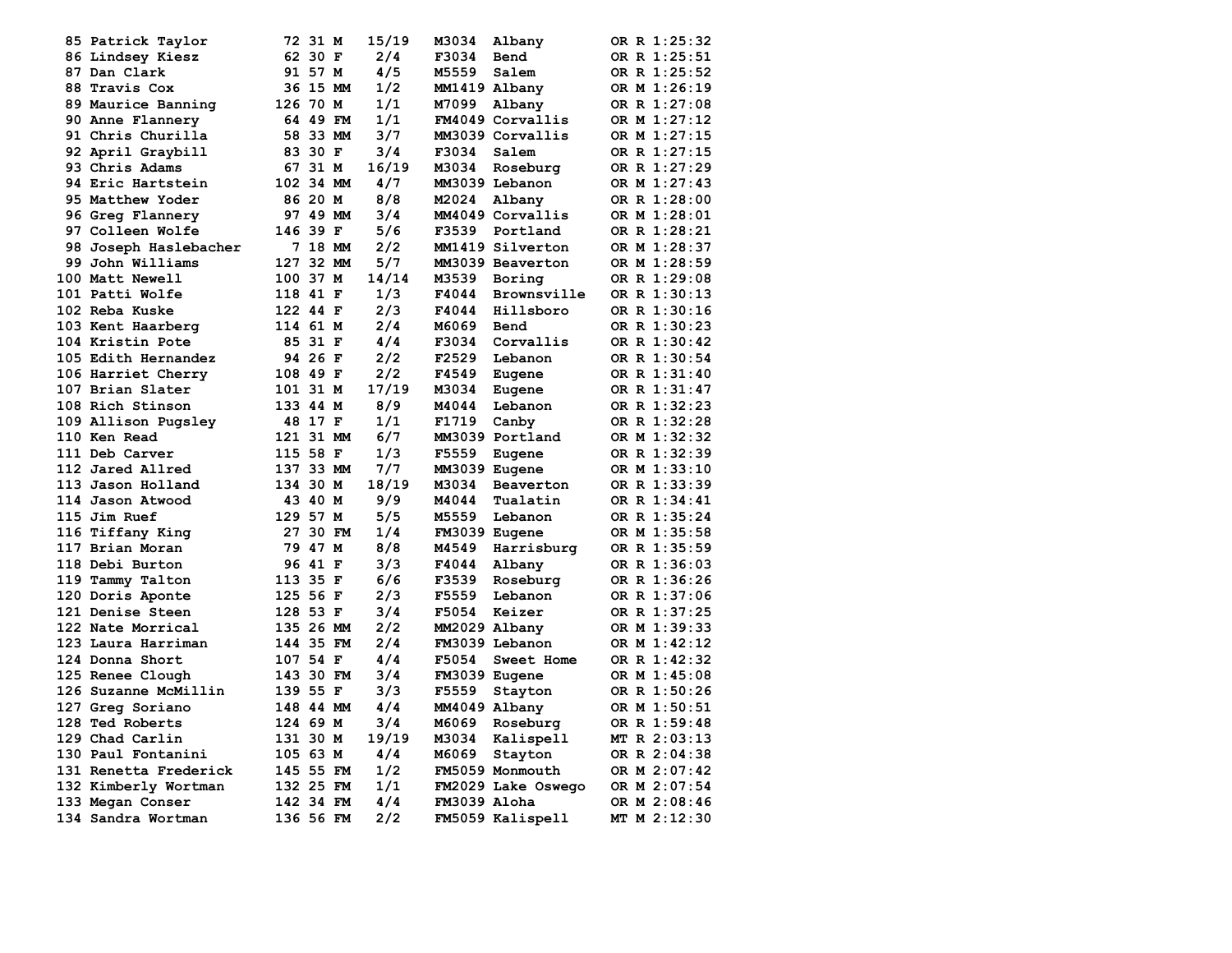| | | | | | | | | | | |
|---|---|---|---|---|---|---|---|---|---|---|
| 85 | Patrick Taylor | 72 | 31 | M | 15/19 | M3034 | Albany | OR | R | 1:25:32 |
| 86 | Lindsey Kiesz | 62 | 30 | F | 2/4 | F3034 | Bend | OR | R | 1:25:51 |
| 87 | Dan Clark | 91 | 57 | M | 4/5 | M5559 | Salem | OR | R | 1:25:52 |
| 88 | Travis Cox | 36 | 15 | MM | 1/2 | MM1419 | Albany | OR | M | 1:26:19 |
| 89 | Maurice Banning | 126 | 70 | M | 1/1 | M7099 | Albany | OR | R | 1:27:08 |
| 90 | Anne Flannery | 64 | 49 | FM | 1/1 | FM4049 | Corvallis | OR | M | 1:27:12 |
| 91 | Chris Churilla | 58 | 33 | MM | 3/7 | MM3039 | Corvallis | OR | M | 1:27:15 |
| 92 | April Graybill | 83 | 30 | F | 3/4 | F3034 | Salem | OR | R | 1:27:15 |
| 93 | Chris Adams | 67 | 31 | M | 16/19 | M3034 | Roseburg | OR | R | 1:27:29 |
| 94 | Eric Hartstein | 102 | 34 | MM | 4/7 | MM3039 | Lebanon | OR | M | 1:27:43 |
| 95 | Matthew Yoder | 86 | 20 | M | 8/8 | M2024 | Albany | OR | R | 1:28:00 |
| 96 | Greg Flannery | 97 | 49 | MM | 3/4 | MM4049 | Corvallis | OR | M | 1:28:01 |
| 97 | Colleen Wolfe | 146 | 39 | F | 5/6 | F3539 | Portland | OR | R | 1:28:21 |
| 98 | Joseph Haslebacher | 7 | 18 | MM | 2/2 | MM1419 | Silverton | OR | M | 1:28:37 |
| 99 | John Williams | 127 | 32 | MM | 5/7 | MM3039 | Beaverton | OR | M | 1:28:59 |
| 100 | Matt Newell | 100 | 37 | M | 14/14 | M3539 | Boring | OR | R | 1:29:08 |
| 101 | Patti Wolfe | 118 | 41 | F | 1/3 | F4044 | Brownsville | OR | R | 1:30:13 |
| 102 | Reba Kuske | 122 | 44 | F | 2/3 | F4044 | Hillsboro | OR | R | 1:30:16 |
| 103 | Kent Haarberg | 114 | 61 | M | 2/4 | M6069 | Bend | OR | R | 1:30:23 |
| 104 | Kristin Pote | 85 | 31 | F | 4/4 | F3034 | Corvallis | OR | R | 1:30:42 |
| 105 | Edith Hernandez | 94 | 26 | F | 2/2 | F2529 | Lebanon | OR | R | 1:30:54 |
| 106 | Harriet Cherry | 108 | 49 | F | 2/2 | F4549 | Eugene | OR | R | 1:31:40 |
| 107 | Brian Slater | 101 | 31 | M | 17/19 | M3034 | Eugene | OR | R | 1:31:47 |
| 108 | Rich Stinson | 133 | 44 | M | 8/9 | M4044 | Lebanon | OR | R | 1:32:23 |
| 109 | Allison Pugsley | 48 | 17 | F | 1/1 | F1719 | Canby | OR | R | 1:32:28 |
| 110 | Ken Read | 121 | 31 | MM | 6/7 | MM3039 | Portland | OR | M | 1:32:32 |
| 111 | Deb Carver | 115 | 58 | F | 1/3 | F5559 | Eugene | OR | R | 1:32:39 |
| 112 | Jared Allred | 137 | 33 | MM | 7/7 | MM3039 | Eugene | OR | M | 1:33:10 |
| 113 | Jason Holland | 134 | 30 | M | 18/19 | M3034 | Beaverton | OR | R | 1:33:39 |
| 114 | Jason Atwood | 43 | 40 | M | 9/9 | M4044 | Tualatin | OR | R | 1:34:41 |
| 115 | Jim Ruef | 129 | 57 | M | 5/5 | M5559 | Lebanon | OR | R | 1:35:24 |
| 116 | Tiffany King | 27 | 30 | FM | 1/4 | FM3039 | Eugene | OR | M | 1:35:58 |
| 117 | Brian Moran | 79 | 47 | M | 8/8 | M4549 | Harrisburg | OR | R | 1:35:59 |
| 118 | Debi Burton | 96 | 41 | F | 3/3 | F4044 | Albany | OR | R | 1:36:03 |
| 119 | Tammy Talton | 113 | 35 | F | 6/6 | F3539 | Roseburg | OR | R | 1:36:26 |
| 120 | Doris Aponte | 125 | 56 | F | 2/3 | F5559 | Lebanon | OR | R | 1:37:06 |
| 121 | Denise Steen | 128 | 53 | F | 3/4 | F5054 | Keizer | OR | R | 1:37:25 |
| 122 | Nate Morrical | 135 | 26 | MM | 2/2 | MM2029 | Albany | OR | M | 1:39:33 |
| 123 | Laura Harriman | 144 | 35 | FM | 2/4 | FM3039 | Lebanon | OR | M | 1:42:12 |
| 124 | Donna Short | 107 | 54 | F | 4/4 | F5054 | Sweet Home | OR | R | 1:42:32 |
| 125 | Renee Clough | 143 | 30 | FM | 3/4 | FM3039 | Eugene | OR | M | 1:45:08 |
| 126 | Suzanne McMillin | 139 | 55 | F | 3/3 | F5559 | Stayton | OR | R | 1:50:26 |
| 127 | Greg Soriano | 148 | 44 | MM | 4/4 | MM4049 | Albany | OR | M | 1:50:51 |
| 128 | Ted Roberts | 124 | 69 | M | 3/4 | M6069 | Roseburg | OR | R | 1:59:48 |
| 129 | Chad Carlin | 131 | 30 | M | 19/19 | M3034 | Kalispell | MT | R | 2:03:13 |
| 130 | Paul Fontanini | 105 | 63 | M | 4/4 | M6069 | Stayton | OR | R | 2:04:38 |
| 131 | Renetta Frederick | 145 | 55 | FM | 1/2 | FM5059 | Monmouth | OR | M | 2:07:42 |
| 132 | Kimberly Wortman | 132 | 25 | FM | 1/1 | FM2029 | Lake Oswego | OR | M | 2:07:54 |
| 133 | Megan Conser | 142 | 34 | FM | 4/4 | FM3039 | Aloha | OR | M | 2:08:46 |
| 134 | Sandra Wortman | 136 | 56 | FM | 2/2 | FM5059 | Kalispell | MT | M | 2:12:30 |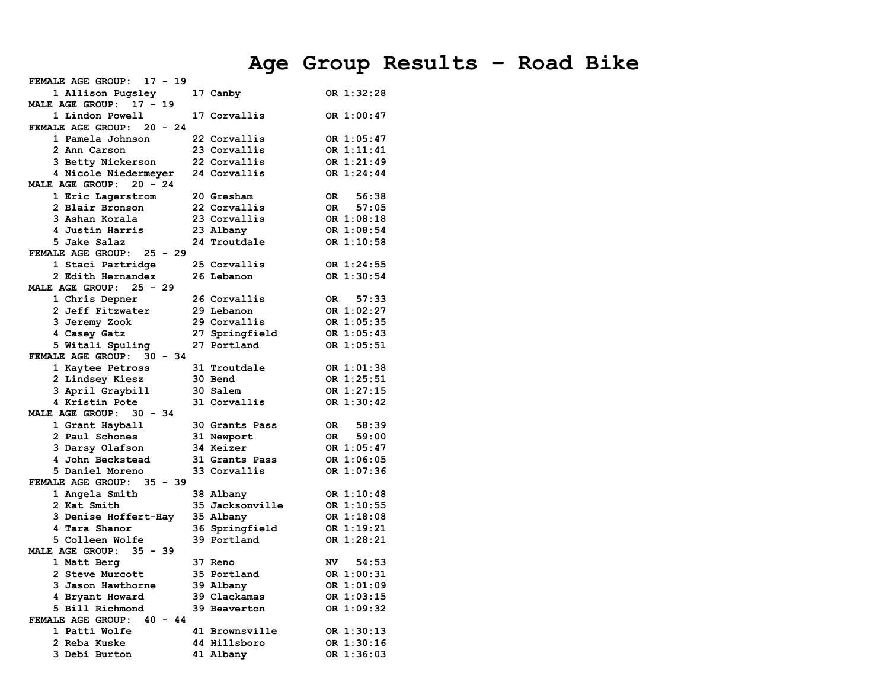# Age Group Results - Road Bike

**FEMALE AGE GROUP: 17 - 19**

| | | | | | |
|---|---|---|---|---|---|
| 1 | Allison Pugsley | 17 | Canby | OR | 1:32:28 |

**MALE AGE GROUP: 17 - 19**

| | | | | | |
|---|---|---|---|---|---|
| 1 | Lindon Powell | 17 | Corvallis | OR | 1:00:47 |

**FEMALE AGE GROUP: 20 - 24**

| | | | | | |
|---|---|---|---|---|---|
| 1 | Pamela Johnson | 22 | Corvallis | OR | 1:05:47 |
| 2 | Ann Carson | 23 | Corvallis | OR | 1:11:41 |
| 3 | Betty Nickerson | 22 | Corvallis | OR | 1:21:49 |
| 4 | Nicole Niedermeyer | 24 | Corvallis | OR | 1:24:44 |

**MALE AGE GROUP: 20 - 24**

| | | | | | |
|---|---|---|---|---|---|
| 1 | Eric Lagerstrom | 20 | Gresham | OR | 56:38 |
| 2 | Blair Bronson | 22 | Corvallis | OR | 57:05 |
| 3 | Ashan Korala | 23 | Corvallis | OR | 1:08:18 |
| 4 | Justin Harris | 23 | Albany | OR | 1:08:54 |
| 5 | Jake Salaz | 24 | Troutdale | OR | 1:10:58 |

**FEMALE AGE GROUP: 25 - 29**

| | | | | | |
|---|---|---|---|---|---|
| 1 | Staci Partridge | 25 | Corvallis | OR | 1:24:55 |
| 2 | Edith Hernandez | 26 | Lebanon | OR | 1:30:54 |

**MALE AGE GROUP: 25 - 29**

| | | | | | |
|---|---|---|---|---|---|
| 1 | Chris Depner | 26 | Corvallis | OR | 57:33 |
| 2 | Jeff Fitzwater | 29 | Lebanon | OR | 1:02:27 |
| 3 | Jeremy Zook | 29 | Corvallis | OR | 1:05:35 |
| 4 | Casey Gatz | 27 | Springfield | OR | 1:05:43 |
| 5 | Witali Spuling | 27 | Portland | OR | 1:05:51 |

**FEMALE AGE GROUP: 30 - 34**

| | | | | | |
|---|---|---|---|---|---|
| 1 | Kaytee Petross | 31 | Troutdale | OR | 1:01:38 |
| 2 | Lindsey Kiesz | 30 | Bend | OR | 1:25:51 |
| 3 | April Graybill | 30 | Salem | OR | 1:27:15 |
| 4 | Kristin Pote | 31 | Corvallis | OR | 1:30:42 |

**MALE AGE GROUP: 30 - 34**

| | | | | | |
|---|---|---|---|---|---|
| 1 | Grant Hayball | 30 | Grants Pass | OR | 58:39 |
| 2 | Paul Schones | 31 | Newport | OR | 59:00 |
| 3 | Darsy Olafson | 34 | Keizer | OR | 1:05:47 |
| 4 | John Beckstead | 31 | Grants Pass | OR | 1:06:05 |
| 5 | Daniel Moreno | 33 | Corvallis | OR | 1:07:36 |

**FEMALE AGE GROUP: 35 - 39**

| | | | | | |
|---|---|---|---|---|---|
| 1 | Angela Smith | 38 | Albany | OR | 1:10:48 |
| 2 | Kat Smith | 35 | Jacksonville | OR | 1:10:55 |
| 3 | Denise Hoffert-Hay | 35 | Albany | OR | 1:18:08 |
| 4 | Tara Shanor | 36 | Springfield | OR | 1:19:21 |
| 5 | Colleen Wolfe | 39 | Portland | OR | 1:28:21 |

**MALE AGE GROUP: 35 - 39**

| | | | | | |
|---|---|---|---|---|---|
| 1 | Matt Berg | 37 | Reno | NV | 54:53 |
| 2 | Steve Murcott | 35 | Portland | OR | 1:00:31 |
| 3 | Jason Hawthorne | 39 | Albany | OR | 1:01:09 |
| 4 | Bryant Howard | 39 | Clackamas | OR | 1:03:15 |
| 5 | Bill Richmond | 39 | Beaverton | OR | 1:09:32 |

**FEMALE AGE GROUP: 40 - 44**

| | | | | | |
|---|---|---|---|---|---|
| 1 | Patti Wolfe | 41 | Brownsville | OR | 1:30:13 |
| 2 | Reba Kuske | 44 | Hillsboro | OR | 1:30:16 |
| 3 | Debi Burton | 41 | Albany | OR | 1:36:03 |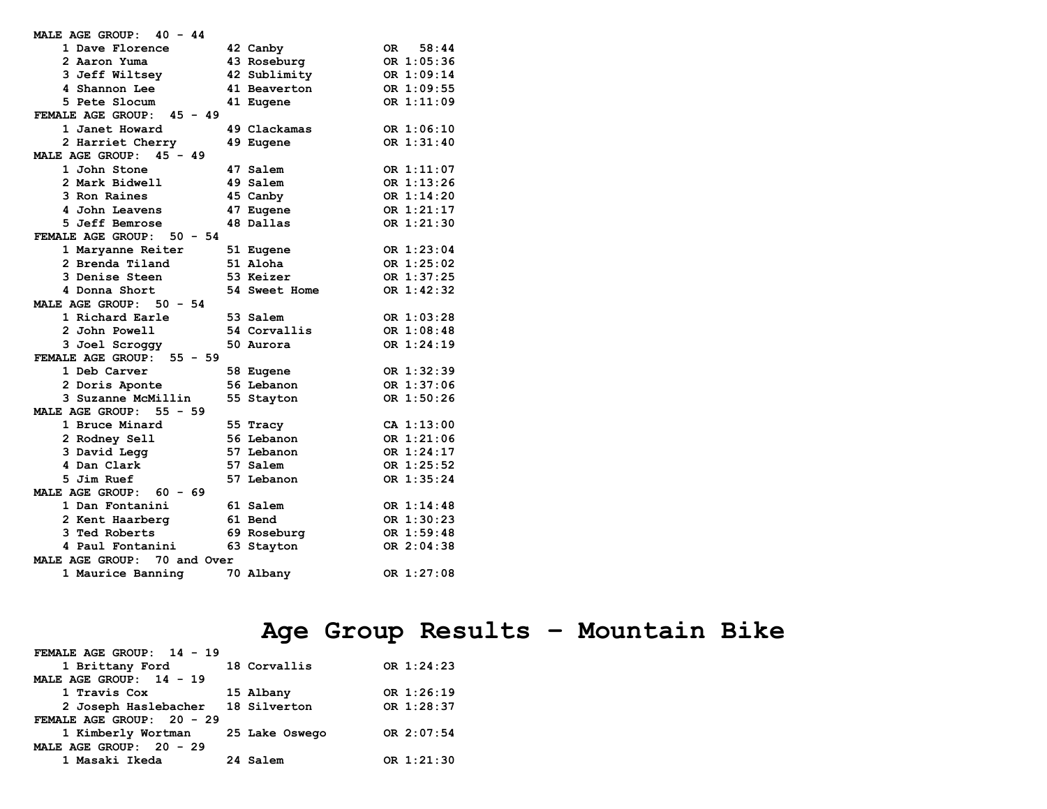**MALE AGE GROUP: 40 - 44**

| | | | | | |
|---|---|---|---|---|---|
| 1 | Dave Florence | 42 | Canby | OR | 58:44 |
| 2 | Aaron Yuma | 43 | Roseburg | OR | 1:05:36 |
| 3 | Jeff Wiltsey | 42 | Sublimity | OR | 1:09:14 |
| 4 | Shannon Lee | 41 | Beaverton | OR | 1:09:55 |
| 5 | Pete Slocum | 41 | Eugene | OR | 1:11:09 |

**FEMALE AGE GROUP: 45 - 49**

| | | | | | |
|---|---|---|---|---|---|
| 1 | Janet Howard | 49 | Clackamas | OR | 1:06:10 |
| 2 | Harriet Cherry | 49 | Eugene | OR | 1:31:40 |

**MALE AGE GROUP: 45 - 49**

| | | | | | |
|---|---|---|---|---|---|
| 1 | John Stone | 47 | Salem | OR | 1:11:07 |
| 2 | Mark Bidwell | 49 | Salem | OR | 1:13:26 |
| 3 | Ron Raines | 45 | Canby | OR | 1:14:20 |
| 4 | John Leavens | 47 | Eugene | OR | 1:21:17 |
| 5 | Jeff Bemrose | 48 | Dallas | OR | 1:21:30 |

**FEMALE AGE GROUP: 50 - 54**

| | | | | | |
|---|---|---|---|---|---|
| 1 | Maryanne Reiter | 51 | Eugene | OR | 1:23:04 |
| 2 | Brenda Tiland | 51 | Aloha | OR | 1:25:02 |
| 3 | Denise Steen | 53 | Keizer | OR | 1:37:25 |
| 4 | Donna Short | 54 | Sweet Home | OR | 1:42:32 |

**MALE AGE GROUP: 50 - 54**

| | | | | | |
|---|---|---|---|---|---|
| 1 | Richard Earle | 53 | Salem | OR | 1:03:28 |
| 2 | John Powell | 54 | Corvallis | OR | 1:08:48 |
| 3 | Joel Scroggy | 50 | Aurora | OR | 1:24:19 |

**FEMALE AGE GROUP: 55 - 59**

| | | | | | |
|---|---|---|---|---|---|
| 1 | Deb Carver | 58 | Eugene | OR | 1:32:39 |
| 2 | Doris Aponte | 56 | Lebanon | OR | 1:37:06 |
| 3 | Suzanne McMillin | 55 | Stayton | OR | 1:50:26 |

**MALE AGE GROUP: 55 - 59**

| | | | | | |
|---|---|---|---|---|---|
| 1 | Bruce Minard | 55 | Tracy | CA | 1:13:00 |
| 2 | Rodney Sell | 56 | Lebanon | OR | 1:21:06 |
| 3 | David Legg | 57 | Lebanon | OR | 1:24:17 |
| 4 | Dan Clark | 57 | Salem | OR | 1:25:52 |
| 5 | Jim Ruef | 57 | Lebanon | OR | 1:35:24 |

**MALE AGE GROUP: 60 - 69**

| | | | | | |
|---|---|---|---|---|---|
| 1 | Dan Fontanini | 61 | Salem | OR | 1:14:48 |
| 2 | Kent Haarberg | 61 | Bend | OR | 1:30:23 |
| 3 | Ted Roberts | 69 | Roseburg | OR | 1:59:48 |
| 4 | Paul Fontanini | 63 | Stayton | OR | 2:04:38 |

**MALE AGE GROUP: 70 and Over**

| | | | | | |
|---|---|---|---|---|---|
| 1 | Maurice Banning | 70 | Albany | OR | 1:27:08 |

# Age Group Results – Mountain Bike

**FEMALE AGE GROUP: 14 - 19**

| | | | | | |
|---|---|---|---|---|---|
| 1 | Brittany Ford | 18 | Corvallis | OR | 1:24:23 |

**MALE AGE GROUP: 14 - 19**

| | | | | | |
|---|---|---|---|---|---|
| 1 | Travis Cox | 15 | Albany | OR | 1:26:19 |
| 2 | Joseph Haslebacher | 18 | Silverton | OR | 1:28:37 |

**FEMALE AGE GROUP: 20 - 29**

| | | | | | |
|---|---|---|---|---|---|
| 1 | Kimberly Wortman | 25 | Lake Oswego | OR | 2:07:54 |

**MALE AGE GROUP: 20 - 29**

| | | | | | |
|---|---|---|---|---|---|
| 1 | Masaki Ikeda | 24 | Salem | OR | 1:21:30 |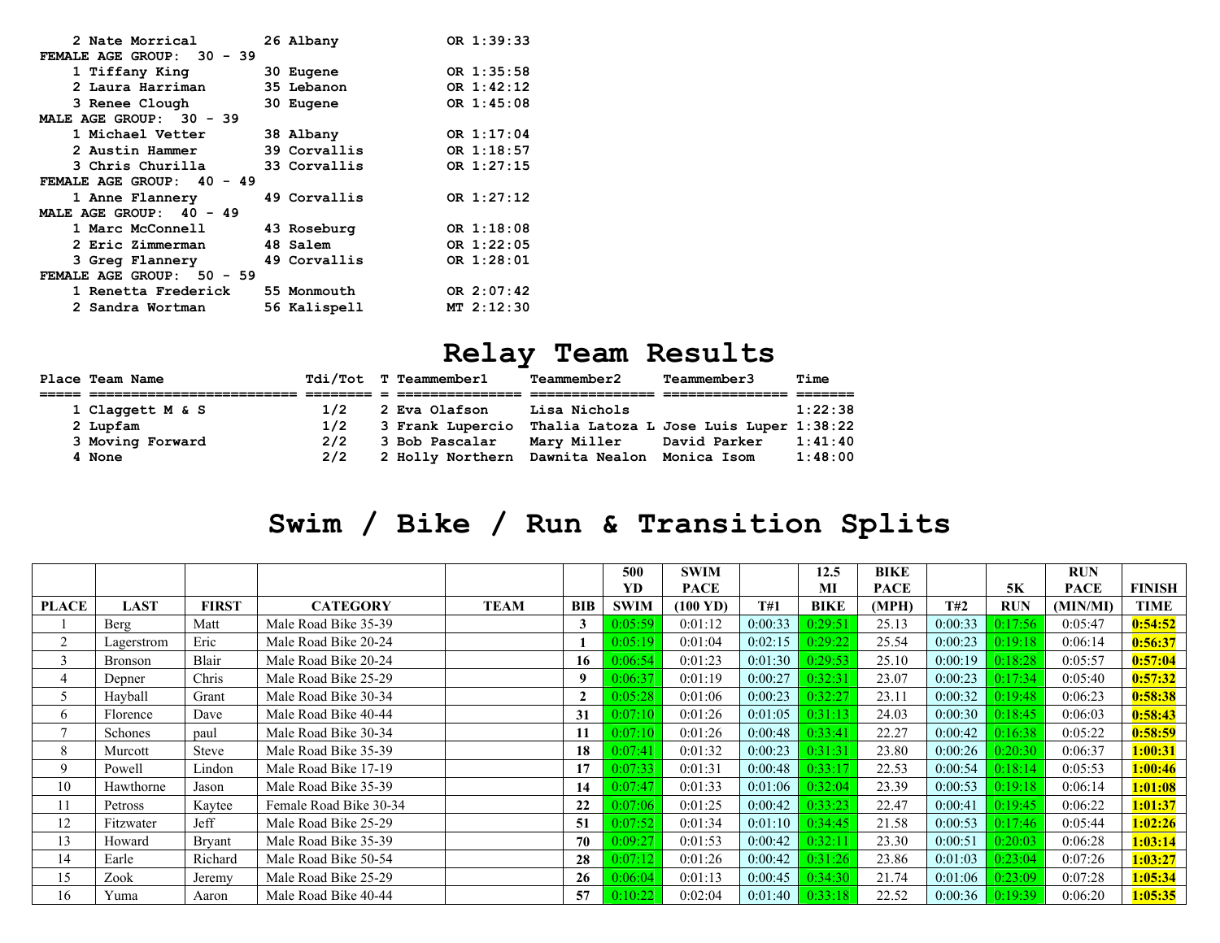```
    2 Nate Morrical        26 Albany            OR 1:39:33
FEMALE AGE GROUP:  30 - 39
    1 Tiffany King         30 Eugene            OR 1:35:58
    2 Laura Harriman       35 Lebanon           OR 1:42:12
    3 Renee Clough         30 Eugene            OR 1:45:08
MALE AGE GROUP:  30 - 39
    1 Michael Vetter       38 Albany            OR 1:17:04
    2 Austin Hammer        39 Corvallis         OR 1:18:57
    3 Chris Churilla       33 Corvallis         OR 1:27:15
FEMALE AGE GROUP:  40 - 49
    1 Anne Flannery        49 Corvallis         OR 1:27:12
MALE AGE GROUP:  40 - 49
    1 Marc McConnell       43 Roseburg          OR 1:18:08
    2 Eric Zimmerman       48 Salem             OR 1:22:05
    3 Greg Flannery        49 Corvallis         OR 1:28:01
FEMALE AGE GROUP:  50 - 59
    1 Renetta Frederick    55 Monmouth          OR 2:07:42
    2 Sandra Wortman       56 Kalispell         MT 2:12:30
```

# Relay Team Results

```
Place Team Name                Tdi/Tot  T Teammember1     Teammember2     Teammember3     Time
===== ======================== ======== = =============== =============== =============== =======
    1 Claggett M & S              1/2   2 Eva Olafson     Lisa Nichols                    1:22:38
    2 Lupfam                      1/2   3 Frank Lupercio  Thalia Latoza L Jose Luis Luper 1:38:22
    3 Moving Forward              2/2   3 Bob Pascalar    Mary Miller     David Parker    1:41:40
    4 None                        2/2   2 Holly Northern  Dawnita Nealon  Monica Isom     1:48:00
```

# Swim / Bike / Run & Transition Splits

| PLACE | LAST | FIRST | CATEGORY | TEAM | BIB | 500 YD SWIM | SWIM PACE (100 YD) | T#1 | 12.5 MI BIKE | BIKE PACE (MPH) | T#2 | 5K RUN | RUN PACE (MIN/MI) | FINISH TIME |
|---|---|---|---|---|---|---|---|---|---|---|---|---|---|---|
| 1 | Berg | Matt | Male Road Bike 35-39 | | 3 | 0:05:59 | 0:01:12 | 0:00:33 | 0:29:51 | 25.13 | 0:00:33 | 0:17:56 | 0:05:47 | **0:54:52** |
| 2 | Lagerstrom | Eric | Male Road Bike 20-24 | | 1 | 0:05:19 | 0:01:04 | 0:02:15 | 0:29:22 | 25.54 | 0:00:23 | 0:19:18 | 0:06:14 | **0:56:37** |
| 3 | Bronson | Blair | Male Road Bike 20-24 | | 16 | 0:06:54 | 0:01:23 | 0:01:30 | 0:29:53 | 25.10 | 0:00:19 | 0:18:28 | 0:05:57 | **0:57:04** |
| 4 | Depner | Chris | Male Road Bike 25-29 | | 9 | 0:06:37 | 0:01:19 | 0:00:27 | 0:32:31 | 23.07 | 0:00:23 | 0:17:34 | 0:05:40 | **0:57:32** |
| 5 | Hayball | Grant | Male Road Bike 30-34 | | 2 | 0:05:28 | 0:01:06 | 0:00:23 | 0:32:27 | 23.11 | 0:00:32 | 0:19:48 | 0:06:23 | **0:58:38** |
| 6 | Florence | Dave | Male Road Bike 40-44 | | 31 | 0:07:10 | 0:01:26 | 0:01:05 | 0:31:13 | 24.03 | 0:00:30 | 0:18:45 | 0:06:03 | **0:58:43** |
| 7 | Schones | paul | Male Road Bike 30-34 | | 11 | 0:07:10 | 0:01:26 | 0:00:48 | 0:33:41 | 22.27 | 0:00:42 | 0:16:38 | 0:05:22 | **0:58:59** |
| 8 | Murcott | Steve | Male Road Bike 35-39 | | 18 | 0:07:41 | 0:01:32 | 0:00:23 | 0:31:31 | 23.80 | 0:00:26 | 0:20:30 | 0:06:37 | **1:00:31** |
| 9 | Powell | Lindon | Male Road Bike 17-19 | | 17 | 0:07:33 | 0:01:31 | 0:00:48 | 0:33:17 | 22.53 | 0:00:54 | 0:18:14 | 0:05:53 | **1:00:46** |
| 10 | Hawthorne | Jason | Male Road Bike 35-39 | | 14 | 0:07:47 | 0:01:33 | 0:01:06 | 0:32:04 | 23.39 | 0:00:53 | 0:19:18 | 0:06:14 | **1:01:08** |
| 11 | Petross | Kaytee | Female Road Bike 30-34 | | 22 | 0:07:06 | 0:01:25 | 0:00:42 | 0:33:23 | 22.47 | 0:00:41 | 0:19:45 | 0:06:22 | **1:01:37** |
| 12 | Fitzwater | Jeff | Male Road Bike 25-29 | | 51 | 0:07:52 | 0:01:34 | 0:01:10 | 0:34:45 | 21.58 | 0:00:53 | 0:17:46 | 0:05:44 | **1:02:26** |
| 13 | Howard | Bryant | Male Road Bike 35-39 | | 70 | 0:09:27 | 0:01:53 | 0:00:42 | 0:32:11 | 23.30 | 0:00:51 | 0:20:03 | 0:06:28 | **1:03:14** |
| 14 | Earle | Richard | Male Road Bike 50-54 | | 28 | 0:07:12 | 0:01:26 | 0:00:42 | 0:31:26 | 23.86 | 0:01:03 | 0:23:04 | 0:07:26 | **1:03:27** |
| 15 | Zook | Jeremy | Male Road Bike 25-29 | | 26 | 0:06:04 | 0:01:13 | 0:00:45 | 0:34:30 | 21.74 | 0:01:06 | 0:23:09 | 0:07:28 | **1:05:34** |
| 16 | Yuma | Aaron | Male Road Bike 40-44 | | 57 | 0:10:22 | 0:02:04 | 0:01:40 | 0:33:18 | 22.52 | 0:00:36 | 0:19:39 | 0:06:20 | **1:05:35** |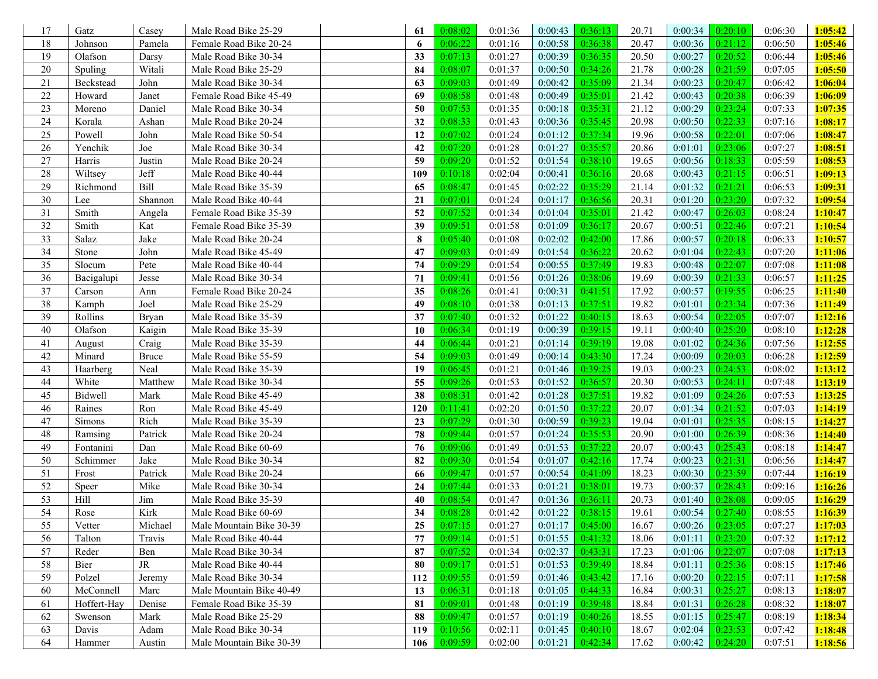| | | | | | | | | | | | | | | |
|---|---|---|---|---|---|---|---|---|---|---|---|---|---|---|
| 17 | Gatz | Casey | Male Road Bike 25-29 | | **61** | 0:08:02 | 0:01:36 | 0:00:43 | 0:36:13 | 20.71 | 0:00:34 | 0:20:10 | 0:06:30 | **1:05:42** |
| 18 | Johnson | Pamela | Female Road Bike 20-24 | | **6** | 0:06:22 | 0:01:16 | 0:00:58 | 0:36:38 | 20.47 | 0:00:36 | 0:21:12 | 0:06:50 | **1:05:46** |
| 19 | Olafson | Darsy | Male Road Bike 30-34 | | **33** | 0:07:13 | 0:01:27 | 0:00:39 | 0:36:35 | 20.50 | 0:00:27 | 0:20:52 | 0:06:44 | **1:05:46** |
| 20 | Spuling | Witali | Male Road Bike 25-29 | | **84** | 0:08:07 | 0:01:37 | 0:00:50 | 0:34:26 | 21.78 | 0:00:28 | 0:21:59 | 0:07:05 | **1:05:50** |
| 21 | Beckstead | John | Male Road Bike 30-34 | | **63** | 0:09:03 | 0:01:49 | 0:00:42 | 0:35:09 | 21.34 | 0:00:23 | 0:20:47 | 0:06:42 | **1:06:04** |
| 22 | Howard | Janet | Female Road Bike 45-49 | | **69** | 0:08:58 | 0:01:48 | 0:00:49 | 0:35:01 | 21.42 | 0:00:43 | 0:20:38 | 0:06:39 | **1:06:09** |
| 23 | Moreno | Daniel | Male Road Bike 30-34 | | **50** | 0:07:53 | 0:01:35 | 0:00:18 | 0:35:31 | 21.12 | 0:00:29 | 0:23:24 | 0:07:33 | **1:07:35** |
| 24 | Korala | Ashan | Male Road Bike 20-24 | | **32** | 0:08:33 | 0:01:43 | 0:00:36 | 0:35:45 | 20.98 | 0:00:50 | 0:22:33 | 0:07:16 | **1:08:17** |
| 25 | Powell | John | Male Road Bike 50-54 | | **12** | 0:07:02 | 0:01:24 | 0:01:12 | 0:37:34 | 19.96 | 0:00:58 | 0:22:01 | 0:07:06 | **1:08:47** |
| 26 | Yenchik | Joe | Male Road Bike 30-34 | | **42** | 0:07:20 | 0:01:28 | 0:01:27 | 0:35:57 | 20.86 | 0:01:01 | 0:23:06 | 0:07:27 | **1:08:51** |
| 27 | Harris | Justin | Male Road Bike 20-24 | | **59** | 0:09:20 | 0:01:52 | 0:01:54 | 0:38:10 | 19.65 | 0:00:56 | 0:18:33 | 0:05:59 | **1:08:53** |
| 28 | Wiltsey | Jeff | Male Road Bike 40-44 | | **109** | 0:10:18 | 0:02:04 | 0:00:41 | 0:36:16 | 20.68 | 0:00:43 | 0:21:15 | 0:06:51 | **1:09:13** |
| 29 | Richmond | Bill | Male Road Bike 35-39 | | **65** | 0:08:47 | 0:01:45 | 0:02:22 | 0:35:29 | 21.14 | 0:01:32 | 0:21:21 | 0:06:53 | **1:09:31** |
| 30 | Lee | Shannon | Male Road Bike 40-44 | | **21** | 0:07:01 | 0:01:24 | 0:01:17 | 0:36:56 | 20.31 | 0:01:20 | 0:23:20 | 0:07:32 | **1:09:54** |
| 31 | Smith | Angela | Female Road Bike 35-39 | | **52** | 0:07:52 | 0:01:34 | 0:01:04 | 0:35:01 | 21.42 | 0:00:47 | 0:26:03 | 0:08:24 | **1:10:47** |
| 32 | Smith | Kat | Female Road Bike 35-39 | | **39** | 0:09:51 | 0:01:58 | 0:01:09 | 0:36:17 | 20.67 | 0:00:51 | 0:22:46 | 0:07:21 | **1:10:54** |
| 33 | Salaz | Jake | Male Road Bike 20-24 | | **8** | 0:05:40 | 0:01:08 | 0:02:02 | 0:42:00 | 17.86 | 0:00:57 | 0:20:18 | 0:06:33 | **1:10:57** |
| 34 | Stone | John | Male Road Bike 45-49 | | **47** | 0:09:03 | 0:01:49 | 0:01:54 | 0:36:22 | 20.62 | 0:01:04 | 0:22:43 | 0:07:20 | **1:11:06** |
| 35 | Slocum | Pete | Male Road Bike 40-44 | | **74** | 0:09:29 | 0:01:54 | 0:00:55 | 0:37:49 | 19.83 | 0:00:48 | 0:22:07 | 0:07:08 | **1:11:08** |
| 36 | Bacigalupi | Jesse | Male Road Bike 30-34 | | **71** | 0:09:41 | 0:01:56 | 0:01:26 | 0:38:06 | 19.69 | 0:00:39 | 0:21:33 | 0:06:57 | **1:11:25** |
| 37 | Carson | Ann | Female Road Bike 20-24 | | **35** | 0:08:26 | 0:01:41 | 0:00:31 | 0:41:51 | 17.92 | 0:00:57 | 0:19:55 | 0:06:25 | **1:11:40** |
| 38 | Kamph | Joel | Male Road Bike 25-29 | | **49** | 0:08:10 | 0:01:38 | 0:01:13 | 0:37:51 | 19.82 | 0:01:01 | 0:23:34 | 0:07:36 | **1:11:49** |
| 39 | Rollins | Bryan | Male Road Bike 35-39 | | **37** | 0:07:40 | 0:01:32 | 0:01:22 | 0:40:15 | 18.63 | 0:00:54 | 0:22:05 | 0:07:07 | **1:12:16** |
| 40 | Olafson | Kaigin | Male Road Bike 35-39 | | **10** | 0:06:34 | 0:01:19 | 0:00:39 | 0:39:15 | 19.11 | 0:00:40 | 0:25:20 | 0:08:10 | **1:12:28** |
| 41 | August | Craig | Male Road Bike 35-39 | | **44** | 0:06:44 | 0:01:21 | 0:01:14 | 0:39:19 | 19.08 | 0:01:02 | 0:24:36 | 0:07:56 | **1:12:55** |
| 42 | Minard | Bruce | Male Road Bike 55-59 | | **54** | 0:09:03 | 0:01:49 | 0:00:14 | 0:43:30 | 17.24 | 0:00:09 | 0:20:03 | 0:06:28 | **1:12:59** |
| 43 | Haarberg | Neal | Male Road Bike 35-39 | | **19** | 0:06:45 | 0:01:21 | 0:01:46 | 0:39:25 | 19.03 | 0:00:23 | 0:24:53 | 0:08:02 | **1:13:12** |
| 44 | White | Matthew | Male Road Bike 30-34 | | **55** | 0:09:26 | 0:01:53 | 0:01:52 | 0:36:57 | 20.30 | 0:00:53 | 0:24:11 | 0:07:48 | **1:13:19** |
| 45 | Bidwell | Mark | Male Road Bike 45-49 | | **38** | 0:08:31 | 0:01:42 | 0:01:28 | 0:37:51 | 19.82 | 0:01:09 | 0:24:26 | 0:07:53 | **1:13:25** |
| 46 | Raines | Ron | Male Road Bike 45-49 | | **120** | 0:11:41 | 0:02:20 | 0:01:50 | 0:37:22 | 20.07 | 0:01:34 | 0:21:52 | 0:07:03 | **1:14:19** |
| 47 | Simons | Rich | Male Road Bike 35-39 | | **23** | 0:07:29 | 0:01:30 | 0:00:59 | 0:39:23 | 19.04 | 0:01:01 | 0:25:35 | 0:08:15 | **1:14:27** |
| 48 | Ramsing | Patrick | Male Road Bike 20-24 | | **78** | 0:09:44 | 0:01:57 | 0:01:24 | 0:35:53 | 20.90 | 0:01:00 | 0:26:39 | 0:08:36 | **1:14:40** |
| 49 | Fontanini | Dan | Male Road Bike 60-69 | | **76** | 0:09:06 | 0:01:49 | 0:01:53 | 0:37:22 | 20.07 | 0:00:43 | 0:25:43 | 0:08:18 | **1:14:47** |
| 50 | Schimmer | Jake | Male Road Bike 30-34 | | **82** | 0:09:30 | 0:01:54 | 0:01:07 | 0:42:16 | 17.74 | 0:00:23 | 0:21:31 | 0:06:56 | **1:14:47** |
| 51 | Frost | Patrick | Male Road Bike 20-24 | | **66** | 0:09:47 | 0:01:57 | 0:00:54 | 0:41:09 | 18.23 | 0:00:30 | 0:23:59 | 0:07:44 | **1:16:19** |
| 52 | Speer | Mike | Male Road Bike 30-34 | | **24** | 0:07:44 | 0:01:33 | 0:01:21 | 0:38:01 | 19.73 | 0:00:37 | 0:28:43 | 0:09:16 | **1:16:26** |
| 53 | Hill | Jim | Male Road Bike 35-39 | | **40** | 0:08:54 | 0:01:47 | 0:01:36 | 0:36:11 | 20.73 | 0:01:40 | 0:28:08 | 0:09:05 | **1:16:29** |
| 54 | Rose | Kirk | Male Road Bike 60-69 | | **34** | 0:08:28 | 0:01:42 | 0:01:22 | 0:38:15 | 19.61 | 0:00:54 | 0:27:40 | 0:08:55 | **1:16:39** |
| 55 | Vetter | Michael | Male Mountain Bike 30-39 | | **25** | 0:07:15 | 0:01:27 | 0:01:17 | 0:45:00 | 16.67 | 0:00:26 | 0:23:05 | 0:07:27 | **1:17:03** |
| 56 | Talton | Travis | Male Road Bike 40-44 | | **77** | 0:09:14 | 0:01:51 | 0:01:55 | 0:41:32 | 18.06 | 0:01:11 | 0:23:20 | 0:07:32 | **1:17:12** |
| 57 | Reder | Ben | Male Road Bike 30-34 | | **87** | 0:07:52 | 0:01:34 | 0:02:37 | 0:43:31 | 17.23 | 0:01:06 | 0:22:07 | 0:07:08 | **1:17:13** |
| 58 | Bier | JR | Male Road Bike 40-44 | | **80** | 0:09:17 | 0:01:51 | 0:01:53 | 0:39:49 | 18.84 | 0:01:11 | 0:25:36 | 0:08:15 | **1:17:46** |
| 59 | Polzel | Jeremy | Male Road Bike 30-34 | | **112** | 0:09:55 | 0:01:59 | 0:01:46 | 0:43:42 | 17.16 | 0:00:20 | 0:22:15 | 0:07:11 | **1:17:58** |
| 60 | McConnell | Marc | Male Mountain Bike 40-49 | | **13** | 0:06:31 | 0:01:18 | 0:01:05 | 0:44:33 | 16.84 | 0:00:31 | 0:25:27 | 0:08:13 | **1:18:07** |
| 61 | Hoffert-Hay | Denise | Female Road Bike 35-39 | | **81** | 0:09:01 | 0:01:48 | 0:01:19 | 0:39:48 | 18.84 | 0:01:31 | 0:26:28 | 0:08:32 | **1:18:07** |
| 62 | Swenson | Mark | Male Road Bike 25-29 | | **88** | 0:09:47 | 0:01:57 | 0:01:19 | 0:40:26 | 18.55 | 0:01:15 | 0:25:47 | 0:08:19 | **1:18:34** |
| 63 | Davis | Adam | Male Road Bike 30-34 | | **119** | 0:10:56 | 0:02:11 | 0:01:45 | 0:40:10 | 18.67 | 0:02:04 | 0:23:53 | 0:07:42 | **1:18:48** |
| 64 | Hammer | Austin | Male Mountain Bike 30-39 | | **106** | 0:09:59 | 0:02:00 | 0:01:21 | 0:42:34 | 17.62 | 0:00:42 | 0:24:20 | 0:07:51 | **1:18:56** |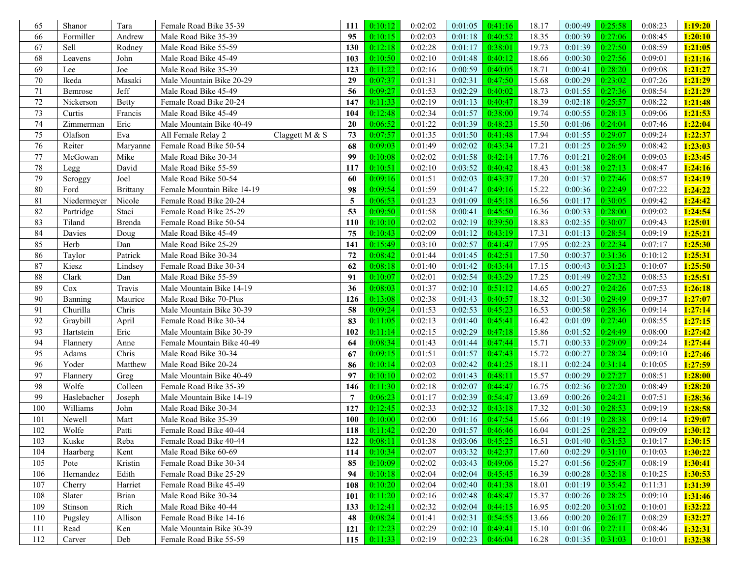| | | | | | | | | | | | | | | |
|---|---|---|---|---|---|---|---|---|---|---|---|---|---|---|
| 65 | Shanor | Tara | Female Road Bike 35-39 | | **111** | 0:10:12 | 0:02:02 | 0:01:05 | 0:41:16 | 18.17 | 0:00:49 | 0:25:58 | 0:08:23 | **1:19:20** |
| 66 | Formiller | Andrew | Male Road Bike 35-39 | | **95** | 0:10:15 | 0:02:03 | 0:01:18 | 0:40:52 | 18.35 | 0:00:39 | 0:27:06 | 0:08:45 | **1:20:10** |
| 67 | Sell | Rodney | Male Road Bike 55-59 | | **130** | 0:12:18 | 0:02:28 | 0:01:17 | 0:38:01 | 19.73 | 0:01:39 | 0:27:50 | 0:08:59 | **1:21:05** |
| 68 | Leavens | John | Male Road Bike 45-49 | | **103** | 0:10:50 | 0:02:10 | 0:01:48 | 0:40:12 | 18.66 | 0:00:30 | 0:27:56 | 0:09:01 | **1:21:16** |
| 69 | Lee | Joe | Male Road Bike 35-39 | | **123** | 0:11:22 | 0:02:16 | 0:00:59 | 0:40:05 | 18.71 | 0:00:41 | 0:28:20 | 0:09:08 | **1:21:27** |
| 70 | Ikeda | Masaki | Male Mountain Bike 20-29 | | **29** | 0:07:37 | 0:01:31 | 0:02:31 | 0:47:50 | 15.68 | 0:00:29 | 0:23:02 | 0:07:26 | **1:21:29** |
| 71 | Bemrose | Jeff | Male Road Bike 45-49 | | **56** | 0:09:27 | 0:01:53 | 0:02:29 | 0:40:02 | 18.73 | 0:01:55 | 0:27:36 | 0:08:54 | **1:21:29** |
| 72 | Nickerson | Betty | Female Road Bike 20-24 | | **147** | 0:11:33 | 0:02:19 | 0:01:13 | 0:40:47 | 18.39 | 0:02:18 | 0:25:57 | 0:08:22 | **1:21:48** |
| 73 | Curtis | Francis | Male Road Bike 45-49 | | **104** | 0:12:48 | 0:02:34 | 0:01:57 | 0:38:00 | 19.74 | 0:00:55 | 0:28:13 | 0:09:06 | **1:21:53** |
| 74 | Zimmerman | Eric | Male Mountain Bike 40-49 | | **20** | 0:06:52 | 0:01:22 | 0:01:39 | 0:48:23 | 15.50 | 0:01:06 | 0:24:04 | 0:07:46 | **1:22:04** |
| 75 | Olafson | Eva | All Female Relay 2 | Claggett M & S | **73** | 0:07:57 | 0:01:35 | 0:01:50 | 0:41:48 | 17.94 | 0:01:55 | 0:29:07 | 0:09:24 | **1:22:37** |
| 76 | Reiter | Maryanne | Female Road Bike 50-54 | | **68** | 0:09:03 | 0:01:49 | 0:02:02 | 0:43:34 | 17.21 | 0:01:25 | 0:26:59 | 0:08:42 | **1:23:03** |
| 77 | McGowan | Mike | Male Road Bike 30-34 | | **99** | 0:10:08 | 0:02:02 | 0:01:58 | 0:42:14 | 17.76 | 0:01:21 | 0:28:04 | 0:09:03 | **1:23:45** |
| 78 | Legg | David | Male Road Bike 55-59 | | **117** | 0:10:51 | 0:02:10 | 0:03:52 | 0:40:42 | 18.43 | 0:01:38 | 0:27:13 | 0:08:47 | **1:24:16** |
| 79 | Scroggy | Joel | Male Road Bike 50-54 | | **60** | 0:09:16 | 0:01:51 | 0:02:03 | 0:43:37 | 17.20 | 0:01:37 | 0:27:46 | 0:08:57 | **1:24:19** |
| 80 | Ford | Brittany | Female Mountain Bike 14-19 | | **98** | 0:09:54 | 0:01:59 | 0:01:47 | 0:49:16 | 15.22 | 0:00:36 | 0:22:49 | 0:07:22 | **1:24:22** |
| 81 | Niedermeyer | Nicole | Female Road Bike 20-24 | | **5** | 0:06:53 | 0:01:23 | 0:01:09 | 0:45:18 | 16.56 | 0:01:17 | 0:30:05 | 0:09:42 | **1:24:42** |
| 82 | Partridge | Staci | Female Road Bike 25-29 | | **53** | 0:09:50 | 0:01:58 | 0:00:41 | 0:45:50 | 16.36 | 0:00:33 | 0:28:00 | 0:09:02 | **1:24:54** |
| 83 | Tiland | Brenda | Female Road Bike 50-54 | | **110** | 0:10:10 | 0:02:02 | 0:02:19 | 0:39:50 | 18.83 | 0:02:35 | 0:30:07 | 0:09:43 | **1:25:01** |
| 84 | Davies | Doug | Male Road Bike 45-49 | | **75** | 0:10:43 | 0:02:09 | 0:01:12 | 0:43:19 | 17.31 | 0:01:13 | 0:28:54 | 0:09:19 | **1:25:21** |
| 85 | Herb | Dan | Male Road Bike 25-29 | | **141** | 0:15:49 | 0:03:10 | 0:02:57 | 0:41:47 | 17.95 | 0:02:23 | 0:22:34 | 0:07:17 | **1:25:30** |
| 86 | Taylor | Patrick | Male Road Bike 30-34 | | **72** | 0:08:42 | 0:01:44 | 0:01:45 | 0:42:51 | 17.50 | 0:00:37 | 0:31:36 | 0:10:12 | **1:25:31** |
| 87 | Kiesz | Lindsey | Female Road Bike 30-34 | | **62** | 0:08:18 | 0:01:40 | 0:01:42 | 0:43:44 | 17.15 | 0:00:43 | 0:31:23 | 0:10:07 | **1:25:50** |
| 88 | Clark | Dan | Male Road Bike 55-59 | | **91** | 0:10:07 | 0:02:01 | 0:02:54 | 0:43:29 | 17.25 | 0:01:49 | 0:27:32 | 0:08:53 | **1:25:51** |
| 89 | Cox | Travis | Male Mountain Bike 14-19 | | **36** | 0:08:03 | 0:01:37 | 0:02:10 | 0:51:12 | 14.65 | 0:00:27 | 0:24:26 | 0:07:53 | **1:26:18** |
| 90 | Banning | Maurice | Male Road Bike 70-Plus | | **126** | 0:13:08 | 0:02:38 | 0:01:43 | 0:40:57 | 18.32 | 0:01:30 | 0:29:49 | 0:09:37 | **1:27:07** |
| 91 | Churilla | Chris | Male Mountain Bike 30-39 | | **58** | 0:09:24 | 0:01:53 | 0:02:53 | 0:45:23 | 16.53 | 0:00:58 | 0:28:36 | 0:09:14 | **1:27:14** |
| 92 | Graybill | April | Female Road Bike 30-34 | | **83** | 0:11:05 | 0:02:13 | 0:01:40 | 0:45:41 | 16.42 | 0:01:09 | 0:27:40 | 0:08:55 | **1:27:15** |
| 93 | Hartstein | Eric | Male Mountain Bike 30-39 | | **102** | 0:11:14 | 0:02:15 | 0:02:29 | 0:47:18 | 15.86 | 0:01:52 | 0:24:49 | 0:08:00 | **1:27:42** |
| 94 | Flannery | Anne | Female Mountain Bike 40-49 | | **64** | 0:08:34 | 0:01:43 | 0:01:44 | 0:47:44 | 15.71 | 0:00:33 | 0:29:09 | 0:09:24 | **1:27:44** |
| 95 | Adams | Chris | Male Road Bike 30-34 | | **67** | 0:09:15 | 0:01:51 | 0:01:57 | 0:47:43 | 15.72 | 0:00:27 | 0:28:24 | 0:09:10 | **1:27:46** |
| 96 | Yoder | Matthew | Male Road Bike 20-24 | | **86** | 0:10:14 | 0:02:03 | 0:02:42 | 0:41:25 | 18.11 | 0:02:24 | 0:31:14 | 0:10:05 | **1:27:59** |
| 97 | Flannery | Greg | Male Mountain Bike 40-49 | | **97** | 0:10:10 | 0:02:02 | 0:01:43 | 0:48:11 | 15.57 | 0:00:29 | 0:27:27 | 0:08:51 | **1:28:00** |
| 98 | Wolfe | Colleen | Female Road Bike 35-39 | | **146** | 0:11:30 | 0:02:18 | 0:02:07 | 0:44:47 | 16.75 | 0:02:36 | 0:27:20 | 0:08:49 | **1:28:20** |
| 99 | Haslebacher | Joseph | Male Mountain Bike 14-19 | | **7** | 0:06:23 | 0:01:17 | 0:02:39 | 0:54:47 | 13.69 | 0:00:26 | 0:24:21 | 0:07:51 | **1:28:36** |
| 100 | Williams | John | Male Road Bike 30-34 | | **127** | 0:12:45 | 0:02:33 | 0:02:32 | 0:43:18 | 17.32 | 0:01:30 | 0:28:53 | 0:09:19 | **1:28:58** |
| 101 | Newell | Matt | Male Road Bike 35-39 | | **100** | 0:10:00 | 0:02:00 | 0:01:16 | 0:47:54 | 15.66 | 0:01:19 | 0:28:38 | 0:09:14 | **1:29:07** |
| 102 | Wolfe | Patti | Female Road Bike 40-44 | | **118** | 0:11:42 | 0:02:20 | 0:01:57 | 0:46:46 | 16.04 | 0:01:25 | 0:28:22 | 0:09:09 | **1:30:12** |
| 103 | Kuske | Reba | Female Road Bike 40-44 | | **122** | 0:08:11 | 0:01:38 | 0:03:06 | 0:45:25 | 16.51 | 0:01:40 | 0:31:53 | 0:10:17 | **1:30:15** |
| 104 | Haarberg | Kent | Male Road Bike 60-69 | | **114** | 0:10:34 | 0:02:07 | 0:03:32 | 0:42:37 | 17.60 | 0:02:29 | 0:31:10 | 0:10:03 | **1:30:22** |
| 105 | Pote | Kristin | Female Road Bike 30-34 | | **85** | 0:10:09 | 0:02:02 | 0:03:43 | 0:49:06 | 15.27 | 0:01:56 | 0:25:47 | 0:08:19 | **1:30:41** |
| 106 | Hernandez | Edith | Female Road Bike 25-29 | | **94** | 0:10:18 | 0:02:04 | 0:02:04 | 0:45:45 | 16.39 | 0:00:28 | 0:32:18 | 0:10:25 | **1:30:53** |
| 107 | Cherry | Harriet | Female Road Bike 45-49 | | **108** | 0:10:20 | 0:02:04 | 0:02:40 | 0:41:38 | 18.01 | 0:01:19 | 0:35:42 | 0:11:31 | **1:31:39** |
| 108 | Slater | Brian | Male Road Bike 30-34 | | **101** | 0:11:20 | 0:02:16 | 0:02:48 | 0:48:47 | 15.37 | 0:00:26 | 0:28:25 | 0:09:10 | **1:31:46** |
| 109 | Stinson | Rich | Male Road Bike 40-44 | | **133** | 0:12:41 | 0:02:32 | 0:02:04 | 0:44:15 | 16.95 | 0:02:20 | 0:31:02 | 0:10:01 | **1:32:22** |
| 110 | Pugsley | Allison | Female Road Bike 14-16 | | **48** | 0:08:24 | 0:01:41 | 0:02:31 | 0:54:55 | 13.66 | 0:00:20 | 0:26:17 | 0:08:29 | **1:32:27** |
| 111 | Read | Ken | Male Mountain Bike 30-39 | | **121** | 0:12:23 | 0:02:29 | 0:02:10 | 0:49:41 | 15.10 | 0:01:06 | 0:27:11 | 0:08:46 | **1:32:31** |
| 112 | Carver | Deb | Female Road Bike 55-59 | | **115** | 0:11:33 | 0:02:19 | 0:02:23 | 0:46:04 | 16.28 | 0:01:35 | 0:31:03 | 0:10:01 | **1:32:38** |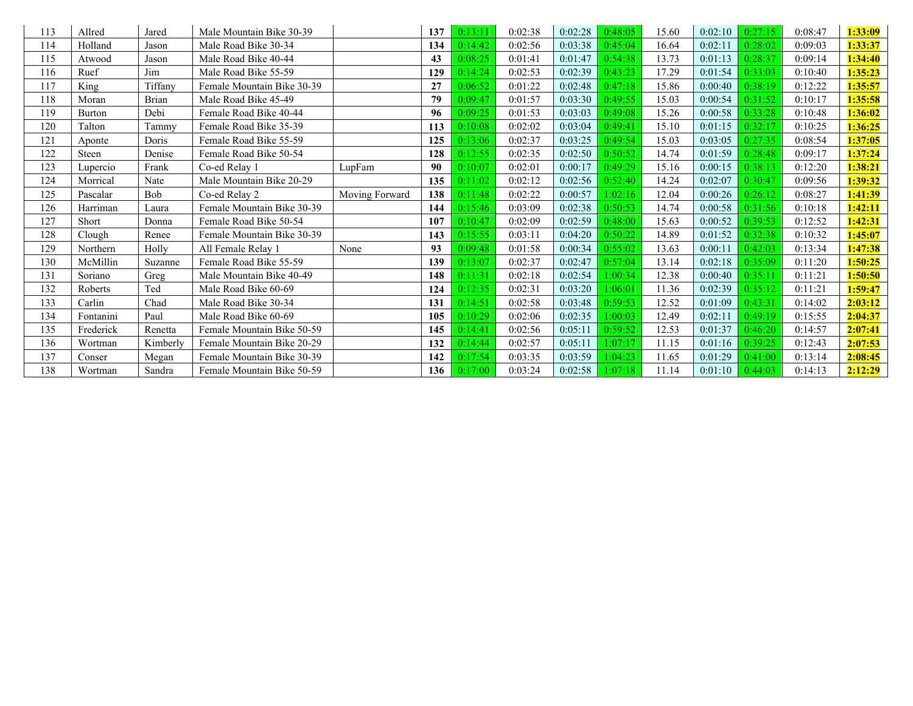| | | | | | | | | | | | | | | |
|---|---|---|---|---|---|---|---|---|---|---|---|---|---|---|
| 113 | Allred | Jared | Male Mountain Bike 30-39 | | **137** | 0:13:11 | 0:02:38 | 0:02:28 | 0:48:05 | 15.60 | 0:02:10 | 0:27:15 | 0:08:47 | **1:33:09** |
| 114 | Holland | Jason | Male Road Bike 30-34 | | **134** | 0:14:42 | 0:02:56 | 0:03:38 | 0:45:04 | 16.64 | 0:02:11 | 0:28:02 | 0:09:03 | **1:33:37** |
| 115 | Atwood | Jason | Male Road Bike 40-44 | | **43** | 0:08:25 | 0:01:41 | 0:01:47 | 0:54:38 | 13.73 | 0:01:13 | 0:28:37 | 0:09:14 | **1:34:40** |
| 116 | Ruef | Jim | Male Road Bike 55-59 | | **129** | 0:14:24 | 0:02:53 | 0:02:39 | 0:43:23 | 17.29 | 0:01:54 | 0:33:03 | 0:10:40 | **1:35:23** |
| 117 | King | Tiffany | Female Mountain Bike 30-39 | | **27** | 0:06:52 | 0:01:22 | 0:02:48 | 0:47:18 | 15.86 | 0:00:40 | 0:38:19 | 0:12:22 | **1:35:57** |
| 118 | Moran | Brian | Male Road Bike 45-49 | | **79** | 0:09:47 | 0:01:57 | 0:03:30 | 0:49:55 | 15.03 | 0:00:54 | 0:31:52 | 0:10:17 | **1:35:58** |
| 119 | Burton | Debi | Female Road Bike 40-44 | | **96** | 0:09:25 | 0:01:53 | 0:03:03 | 0:49:08 | 15.26 | 0:00:58 | 0:33:28 | 0:10:48 | **1:36:02** |
| 120 | Talton | Tammy | Female Road Bike 35-39 | | **113** | 0:10:08 | 0:02:02 | 0:03:04 | 0:49:41 | 15.10 | 0:01:15 | 0:32:17 | 0:10:25 | **1:36:25** |
| 121 | Aponte | Doris | Female Road Bike 55-59 | | **125** | 0:13:06 | 0:02:37 | 0:03:25 | 0:49:54 | 15.03 | 0:03:05 | 0:27:35 | 0:08:54 | **1:37:05** |
| 122 | Steen | Denise | Female Road Bike 50-54 | | **128** | 0:12:55 | 0:02:35 | 0:02:50 | 0:50:52 | 14.74 | 0:01:59 | 0:28:48 | 0:09:17 | **1:37:24** |
| 123 | Lupercio | Frank | Co-ed Relay 1 | LupFam | **90** | 0:10:07 | 0:02:01 | 0:00:17 | 0:49:29 | 15.16 | 0:00:15 | 0:38:13 | 0:12:20 | **1:38:21** |
| 124 | Morrical | Nate | Male Mountain Bike 20-29 | | **135** | 0:11:02 | 0:02:12 | 0:02:56 | 0:52:40 | 14.24 | 0:02:07 | 0:30:47 | 0:09:56 | **1:39:32** |
| 125 | Pascalar | Bob | Co-ed Relay 2 | Moving Forward | **138** | 0:11:48 | 0:02:22 | 0:00:57 | 1:02:16 | 12.04 | 0:00:26 | 0:26:12 | 0:08:27 | **1:41:39** |
| 126 | Harriman | Laura | Female Mountain Bike 30-39 | | **144** | 0:15:46 | 0:03:09 | 0:02:38 | 0:50:53 | 14.74 | 0:00:58 | 0:31:56 | 0:10:18 | **1:42:11** |
| 127 | Short | Donna | Female Road Bike 50-54 | | **107** | 0:10:47 | 0:02:09 | 0:02:59 | 0:48:00 | 15.63 | 0:00:52 | 0:39:53 | 0:12:52 | **1:42:31** |
| 128 | Clough | Renee | Female Mountain Bike 30-39 | | **143** | 0:15:55 | 0:03:11 | 0:04:20 | 0:50:22 | 14.89 | 0:01:52 | 0:32:38 | 0:10:32 | **1:45:07** |
| 129 | Northern | Holly | All Female Relay 1 | None | **93** | 0:09:48 | 0:01:58 | 0:00:34 | 0:55:02 | 13.63 | 0:00:11 | 0:42:03 | 0:13:34 | **1:47:38** |
| 130 | McMillin | Suzanne | Female Road Bike 55-59 | | **139** | 0:13:07 | 0:02:37 | 0:02:47 | 0:57:04 | 13.14 | 0:02:18 | 0:35:09 | 0:11:20 | **1:50:25** |
| 131 | Soriano | Greg | Male Mountain Bike 40-49 | | **148** | 0:11:31 | 0:02:18 | 0:02:54 | 1:00:34 | 12.38 | 0:00:40 | 0:35:11 | 0:11:21 | **1:50:50** |
| 132 | Roberts | Ted | Male Road Bike 60-69 | | **124** | 0:12:35 | 0:02:31 | 0:03:20 | 1:06:01 | 11.36 | 0:02:39 | 0:35:12 | 0:11:21 | **1:59:47** |
| 133 | Carlin | Chad | Male Road Bike 30-34 | | **131** | 0:14:51 | 0:02:58 | 0:03:48 | 0:59:53 | 12.52 | 0:01:09 | 0:43:31 | 0:14:02 | **2:03:12** |
| 134 | Fontanini | Paul | Male Road Bike 60-69 | | **105** | 0:10:29 | 0:02:06 | 0:02:35 | 1:00:03 | 12.49 | 0:02:11 | 0:49:19 | 0:15:55 | **2:04:37** |
| 135 | Frederick | Renetta | Female Mountain Bike 50-59 | | **145** | 0:14:41 | 0:02:56 | 0:05:11 | 0:59:52 | 12.53 | 0:01:37 | 0:46:20 | 0:14:57 | **2:07:41** |
| 136 | Wortman | Kimberly | Female Mountain Bike 20-29 | | **132** | 0:14:44 | 0:02:57 | 0:05:11 | 1:07:17 | 11.15 | 0:01:16 | 0:39:25 | 0:12:43 | **2:07:53** |
| 137 | Conser | Megan | Female Mountain Bike 30-39 | | **142** | 0:17:54 | 0:03:35 | 0:03:59 | 1:04:23 | 11.65 | 0:01:29 | 0:41:00 | 0:13:14 | **2:08:45** |
| 138 | Wortman | Sandra | Female Mountain Bike 50-59 | | **136** | 0:17:00 | 0:03:24 | 0:02:58 | 1:07:18 | 11.14 | 0:01:10 | 0:44:03 | 0:14:13 | **2:12:29** |